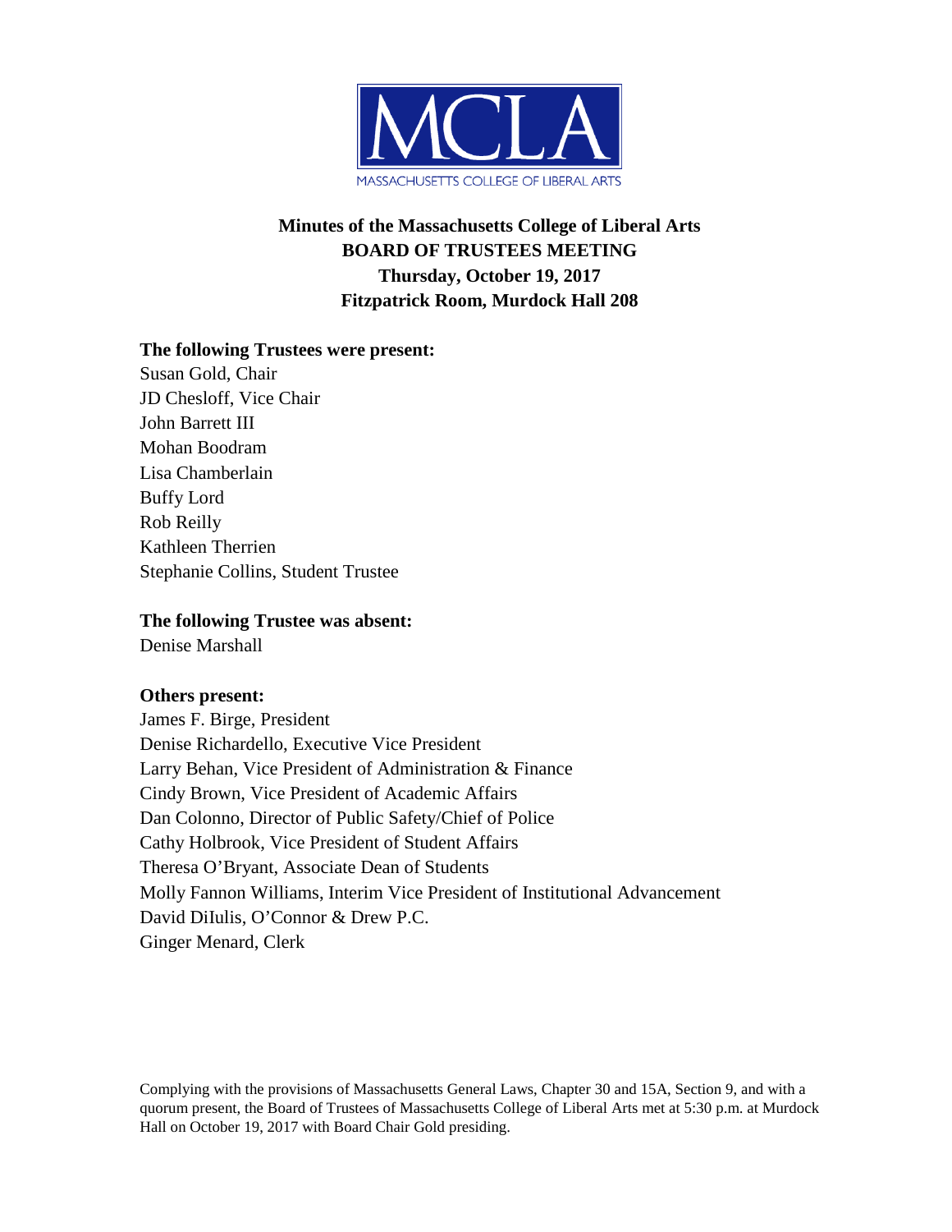MCLA

MASSACHUSETTS COLLEGE OF LIBERAL ARTS

# Minutes of the Massachusetts College of Liberal Arts
# BOARD OF TRUSTEES MEETING
## Thursday, October 19, 2017
## Fitzpatrick Room, Murdock Hall 208

**The following Trustees were present:**

Susan Gold, Chair
JD Chesloff, Vice Chair
John Barrett III
Mohan Boodram
Lisa Chamberlain
Buffy Lord
Rob Reilly
Kathleen Therrien
Stephanie Collins, Student Trustee

**The following Trustee was absent:**

Denise Marshall

**Others present:**

James F. Birge, President
Denise Richardello, Executive Vice President
Larry Behan, Vice President of Administration & Finance
Cindy Brown, Vice President of Academic Affairs
Dan Colonno, Director of Public Safety/Chief of Police
Cathy Holbrook, Vice President of Student Affairs
Theresa O'Bryant, Associate Dean of Students
Molly Fannon Williams, Interim Vice President of Institutional Advancement
David DiIulis, O'Connor & Drew P.C.
Ginger Menard, Clerk

Complying with the provisions of Massachusetts General Laws, Chapter 30 and 15A, Section 9, and with a quorum present, the Board of Trustees of Massachusetts College of Liberal Arts met at 5:30 p.m. at Murdock Hall on October 19, 2017 with Board Chair Gold presiding.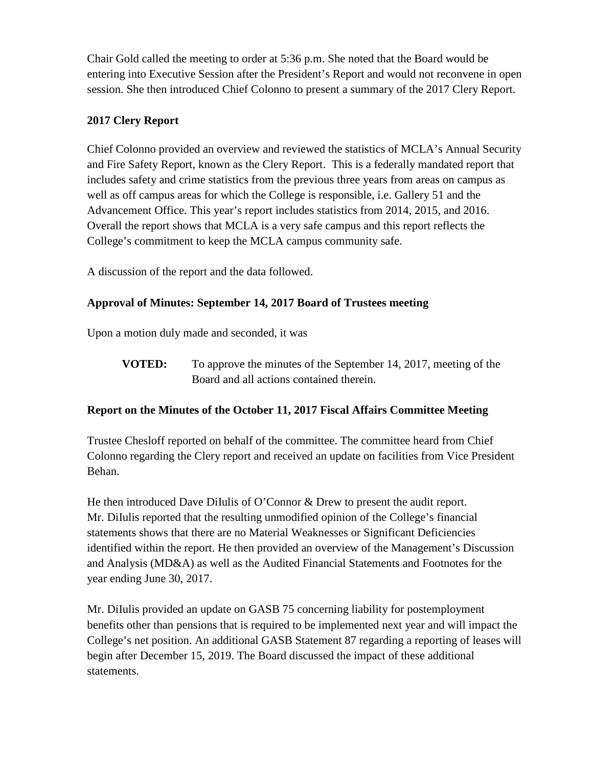Chair Gold called the meeting to order at 5:36 p.m. She noted that the Board would be entering into Executive Session after the President's Report and would not reconvene in open session. She then introduced Chief Colonno to present a summary of the 2017 Clery Report.

**2017 Clery Report**

Chief Colonno provided an overview and reviewed the statistics of MCLA's Annual Security and Fire Safety Report, known as the Clery Report. This is a federally mandated report that includes safety and crime statistics from the previous three years from areas on campus as well as off campus areas for which the College is responsible, i.e. Gallery 51 and the Advancement Office. This year's report includes statistics from 2014, 2015, and 2016. Overall the report shows that MCLA is a very safe campus and this report reflects the College's commitment to keep the MCLA campus community safe.

A discussion of the report and the data followed.

**Approval of Minutes: September 14, 2017 Board of Trustees meeting**

Upon a motion duly made and seconded, it was

> **VOTED:** To approve the minutes of the September 14, 2017, meeting of the Board and all actions contained therein.

**Report on the Minutes of the October 11, 2017 Fiscal Affairs Committee Meeting**

Trustee Chesloff reported on behalf of the committee. The committee heard from Chief Colonno regarding the Clery report and received an update on facilities from Vice President Behan.

He then introduced Dave DiIulis of O'Connor & Drew to present the audit report. Mr. DiIulis reported that the resulting unmodified opinion of the College's financial statements shows that there are no Material Weaknesses or Significant Deficiencies identified within the report. He then provided an overview of the Management's Discussion and Analysis (MD&A) as well as the Audited Financial Statements and Footnotes for the year ending June 30, 2017.

Mr. DiIulis provided an update on GASB 75 concerning liability for postemployment benefits other than pensions that is required to be implemented next year and will impact the College's net position. An additional GASB Statement 87 regarding a reporting of leases will begin after December 15, 2019. The Board discussed the impact of these additional statements.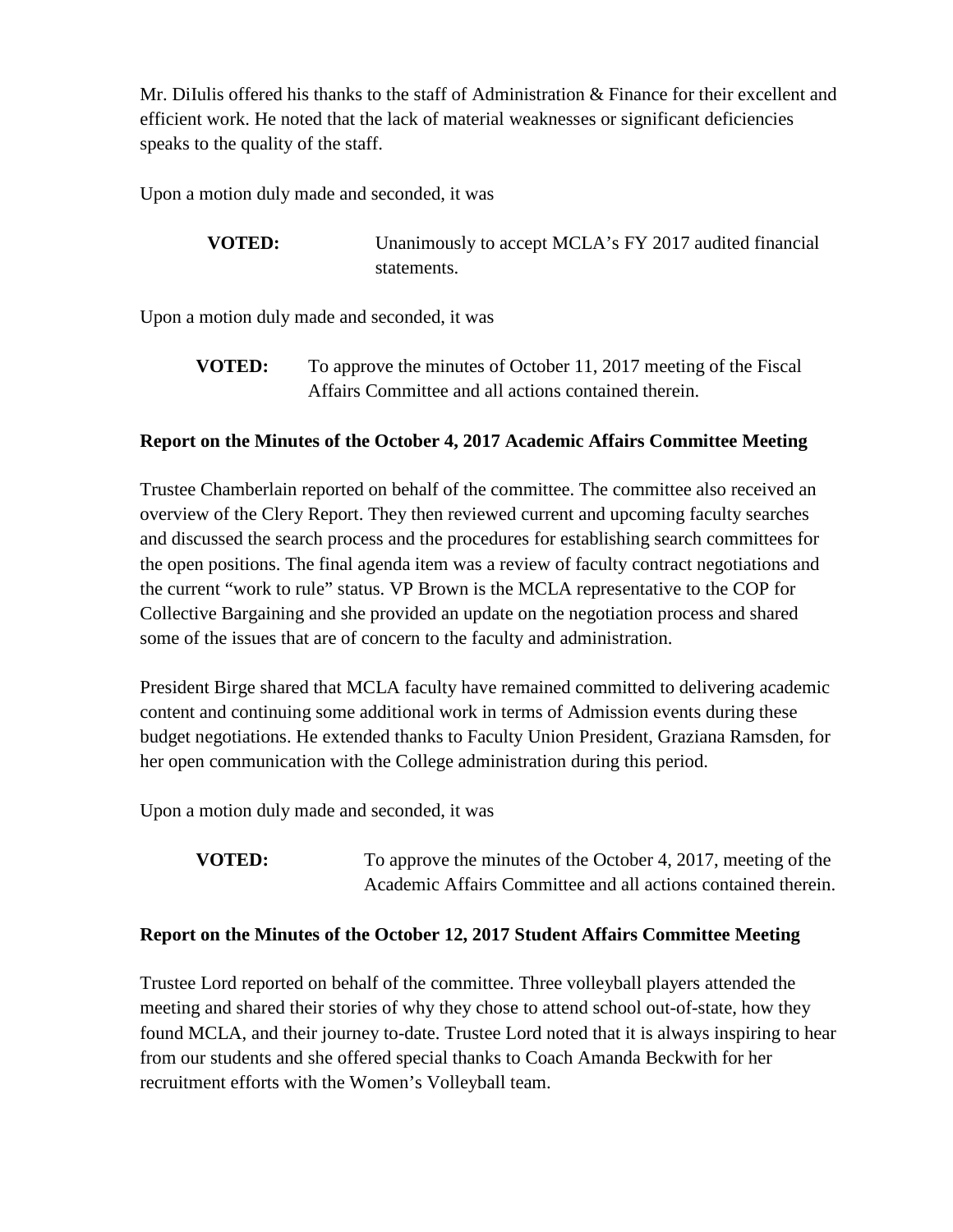Mr. DiIulis offered his thanks to the staff of Administration & Finance for their excellent and efficient work. He noted that the lack of material weaknesses or significant deficiencies speaks to the quality of the staff.

Upon a motion duly made and seconded, it was

> **VOTED:** Unanimously to accept MCLA's FY 2017 audited financial statements.

Upon a motion duly made and seconded, it was

> **VOTED:** To approve the minutes of October 11, 2017 meeting of the Fiscal Affairs Committee and all actions contained therein.

**Report on the Minutes of the October 4, 2017 Academic Affairs Committee Meeting**

Trustee Chamberlain reported on behalf of the committee. The committee also received an overview of the Clery Report. They then reviewed current and upcoming faculty searches and discussed the search process and the procedures for establishing search committees for the open positions. The final agenda item was a review of faculty contract negotiations and the current "work to rule" status. VP Brown is the MCLA representative to the COP for Collective Bargaining and she provided an update on the negotiation process and shared some of the issues that are of concern to the faculty and administration.

President Birge shared that MCLA faculty have remained committed to delivering academic content and continuing some additional work in terms of Admission events during these budget negotiations. He extended thanks to Faculty Union President, Graziana Ramsden, for her open communication with the College administration during this period.

Upon a motion duly made and seconded, it was

> **VOTED:** To approve the minutes of the October 4, 2017, meeting of the Academic Affairs Committee and all actions contained therein.

**Report on the Minutes of the October 12, 2017 Student Affairs Committee Meeting**

Trustee Lord reported on behalf of the committee. Three volleyball players attended the meeting and shared their stories of why they chose to attend school out-of-state, how they found MCLA, and their journey to-date. Trustee Lord noted that it is always inspiring to hear from our students and she offered special thanks to Coach Amanda Beckwith for her recruitment efforts with the Women's Volleyball team.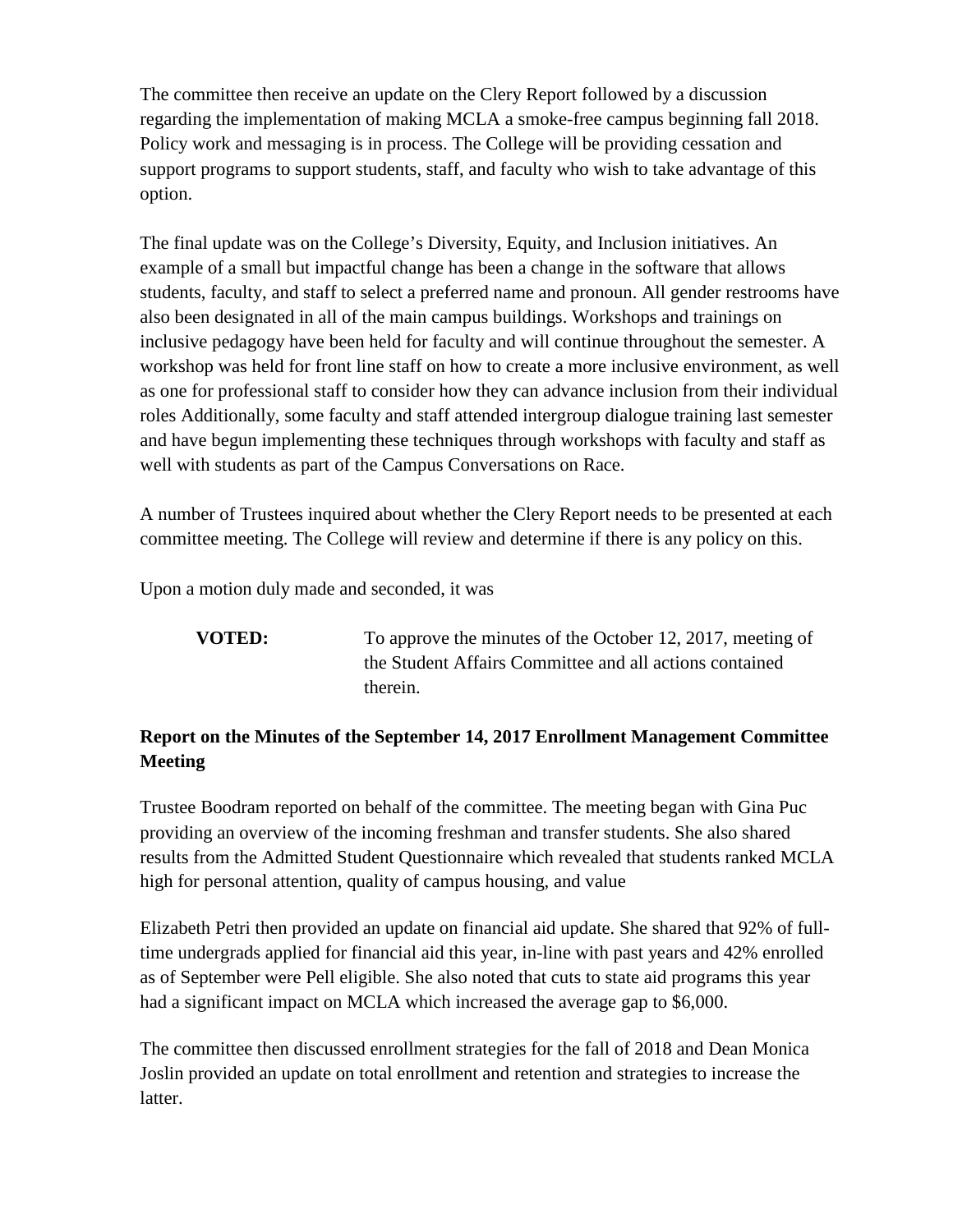The committee then receive an update on the Clery Report followed by a discussion regarding the implementation of making MCLA a smoke-free campus beginning fall 2018. Policy work and messaging is in process. The College will be providing cessation and support programs to support students, staff, and faculty who wish to take advantage of this option.

The final update was on the College's Diversity, Equity, and Inclusion initiatives. An example of a small but impactful change has been a change in the software that allows students, faculty, and staff to select a preferred name and pronoun. All gender restrooms have also been designated in all of the main campus buildings. Workshops and trainings on inclusive pedagogy have been held for faculty and will continue throughout the semester. A workshop was held for front line staff on how to create a more inclusive environment, as well as one for professional staff to consider how they can advance inclusion from their individual roles Additionally, some faculty and staff attended intergroup dialogue training last semester and have begun implementing these techniques through workshops with faculty and staff as well with students as part of the Campus Conversations on Race.

A number of Trustees inquired about whether the Clery Report needs to be presented at each committee meeting. The College will review and determine if there is any policy on this.

Upon a motion duly made and seconded, it was

**VOTED:** To approve the minutes of the October 12, 2017, meeting of the Student Affairs Committee and all actions contained therein.

### Report on the Minutes of the September 14, 2017 Enrollment Management Committee Meeting

Trustee Boodram reported on behalf of the committee. The meeting began with Gina Puc providing an overview of the incoming freshman and transfer students. She also shared results from the Admitted Student Questionnaire which revealed that students ranked MCLA high for personal attention, quality of campus housing, and value

Elizabeth Petri then provided an update on financial aid update. She shared that 92% of full-time undergrads applied for financial aid this year, in-line with past years and 42% enrolled as of September were Pell eligible. She also noted that cuts to state aid programs this year had a significant impact on MCLA which increased the average gap to $6,000.

The committee then discussed enrollment strategies for the fall of 2018 and Dean Monica Joslin provided an update on total enrollment and retention and strategies to increase the latter.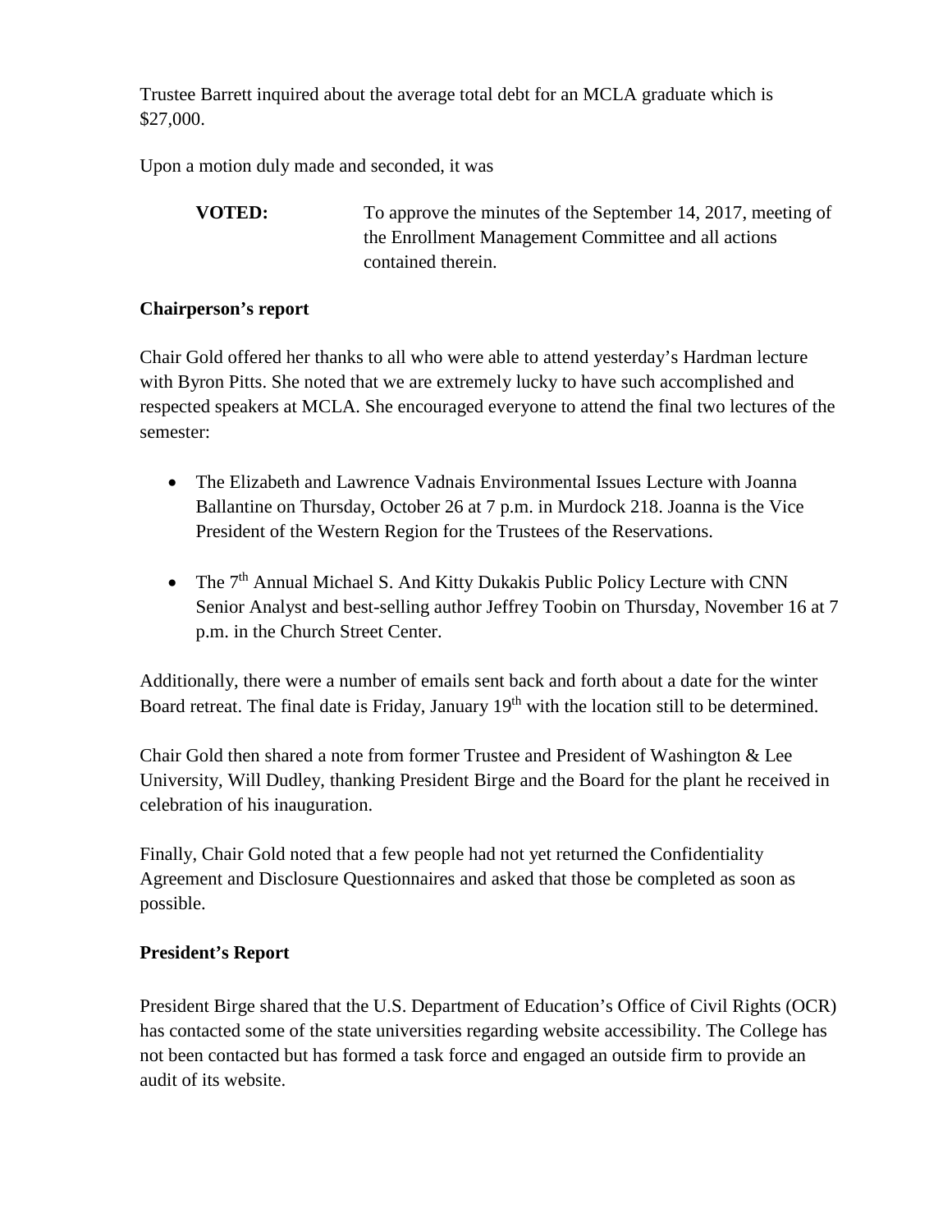Trustee Barrett inquired about the average total debt for an MCLA graduate which is $27,000.

Upon a motion duly made and seconded, it was

**VOTED:** To approve the minutes of the September 14, 2017, meeting of the Enrollment Management Committee and all actions contained therein.

**Chairperson's report**

Chair Gold offered her thanks to all who were able to attend yesterday's Hardman lecture with Byron Pitts. She noted that we are extremely lucky to have such accomplished and respected speakers at MCLA. She encouraged everyone to attend the final two lectures of the semester:

- The Elizabeth and Lawrence Vadnais Environmental Issues Lecture with Joanna Ballantine on Thursday, October 26 at 7 p.m. in Murdock 218. Joanna is the Vice President of the Western Region for the Trustees of the Reservations.
- The 7th Annual Michael S. And Kitty Dukakis Public Policy Lecture with CNN Senior Analyst and best-selling author Jeffrey Toobin on Thursday, November 16 at 7 p.m. in the Church Street Center.

Additionally, there were a number of emails sent back and forth about a date for the winter Board retreat. The final date is Friday, January 19th with the location still to be determined.

Chair Gold then shared a note from former Trustee and President of Washington & Lee University, Will Dudley, thanking President Birge and the Board for the plant he received in celebration of his inauguration.

Finally, Chair Gold noted that a few people had not yet returned the Confidentiality Agreement and Disclosure Questionnaires and asked that those be completed as soon as possible.

**President's Report**

President Birge shared that the U.S. Department of Education's Office of Civil Rights (OCR) has contacted some of the state universities regarding website accessibility. The College has not been contacted but has formed a task force and engaged an outside firm to provide an audit of its website.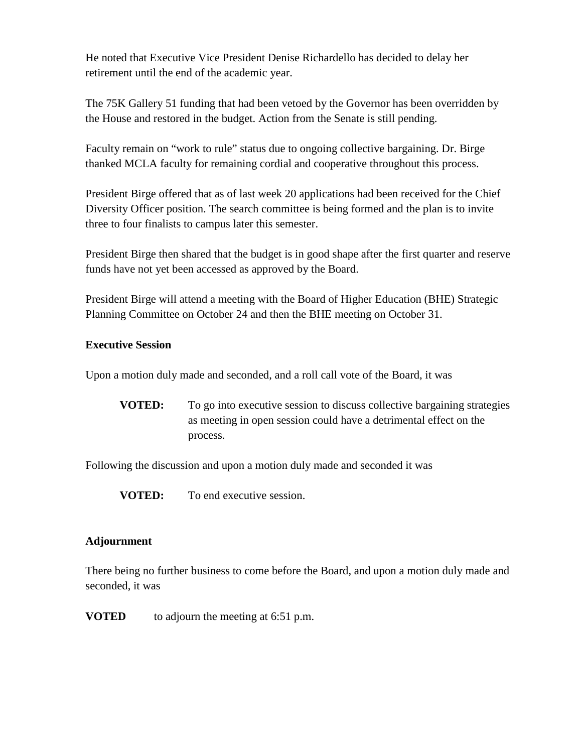He noted that Executive Vice President Denise Richardello has decided to delay her retirement until the end of the academic year.

The 75K Gallery 51 funding that had been vetoed by the Governor has been overridden by the House and restored in the budget. Action from the Senate is still pending.

Faculty remain on "work to rule" status due to ongoing collective bargaining. Dr. Birge thanked MCLA faculty for remaining cordial and cooperative throughout this process.

President Birge offered that as of last week 20 applications had been received for the Chief Diversity Officer position. The search committee is being formed and the plan is to invite three to four finalists to campus later this semester.

President Birge then shared that the budget is in good shape after the first quarter and reserve funds have not yet been accessed as approved by the Board.

President Birge will attend a meeting with the Board of Higher Education (BHE) Strategic Planning Committee on October 24 and then the BHE meeting on October 31.

**Executive Session**

Upon a motion duly made and seconded, and a roll call vote of the Board, it was

> **VOTED:** To go into executive session to discuss collective bargaining strategies as meeting in open session could have a detrimental effect on the process.

Following the discussion and upon a motion duly made and seconded it was

> **VOTED:** To end executive session.

**Adjournment**

There being no further business to come before the Board, and upon a motion duly made and seconded, it was

**VOTED** to adjourn the meeting at 6:51 p.m.